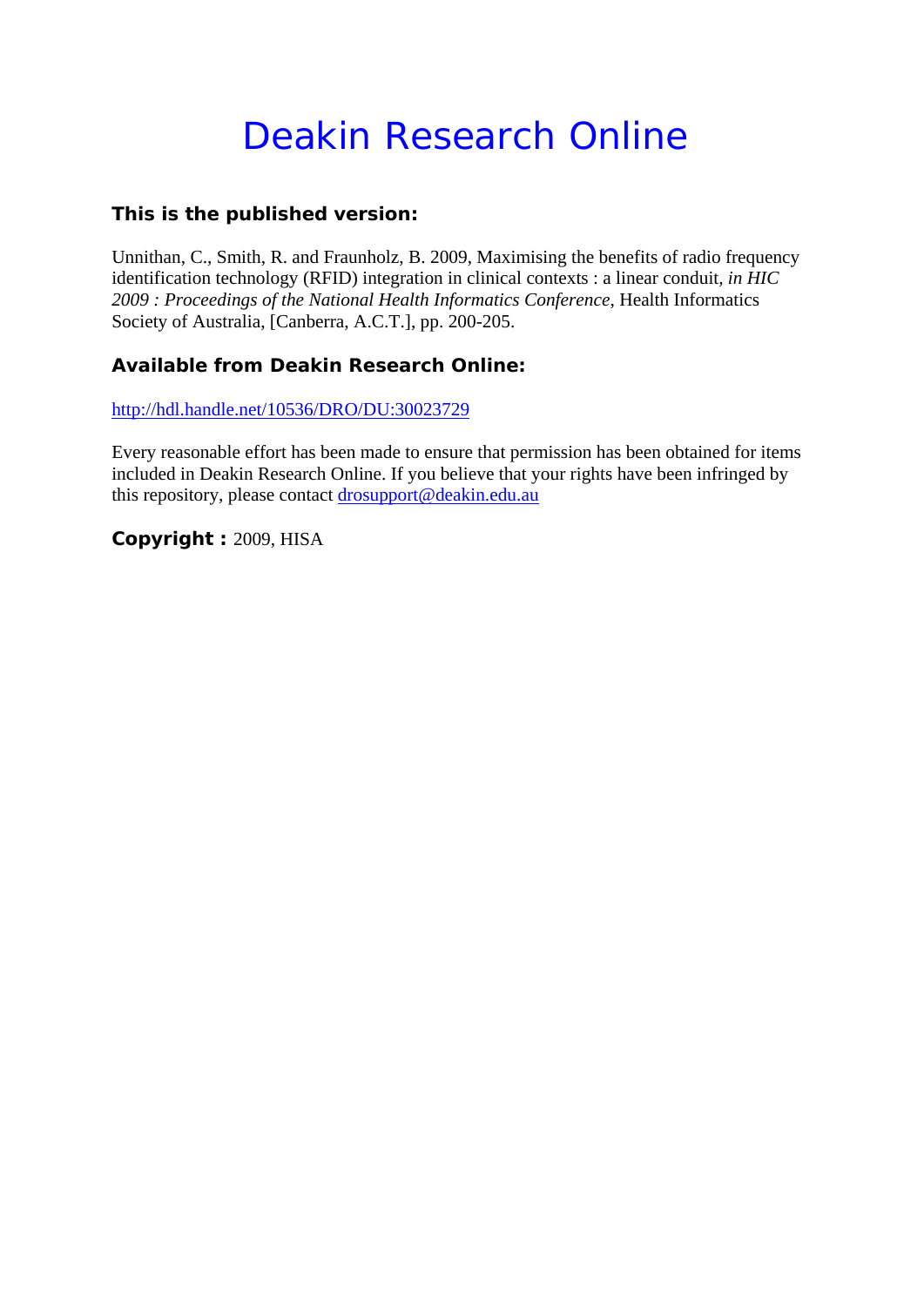# Deakin Research Online

**This is the published version:**

Unnithan, C., Smith, R. and Fraunholz, B. 2009, Maximising the benefits of radio frequency identification technology (RFID) integration in clinical contexts : a linear conduit, *in HIC 2009 : Proceedings of the National Health Informatics Conference*, Health Informatics Society of Australia, [Canberra, A.C.T.], pp. 200-205.

**Available from Deakin Research Online:**

http://hdl.handle.net/10536/DRO/DU:30023729

Every reasonable effort has been made to ensure that permission has been obtained for items included in Deakin Research Online. If you believe that your rights have been infringed by this repository, please contact drosupport@deakin.edu.au

**Copyright :** 2009, HISA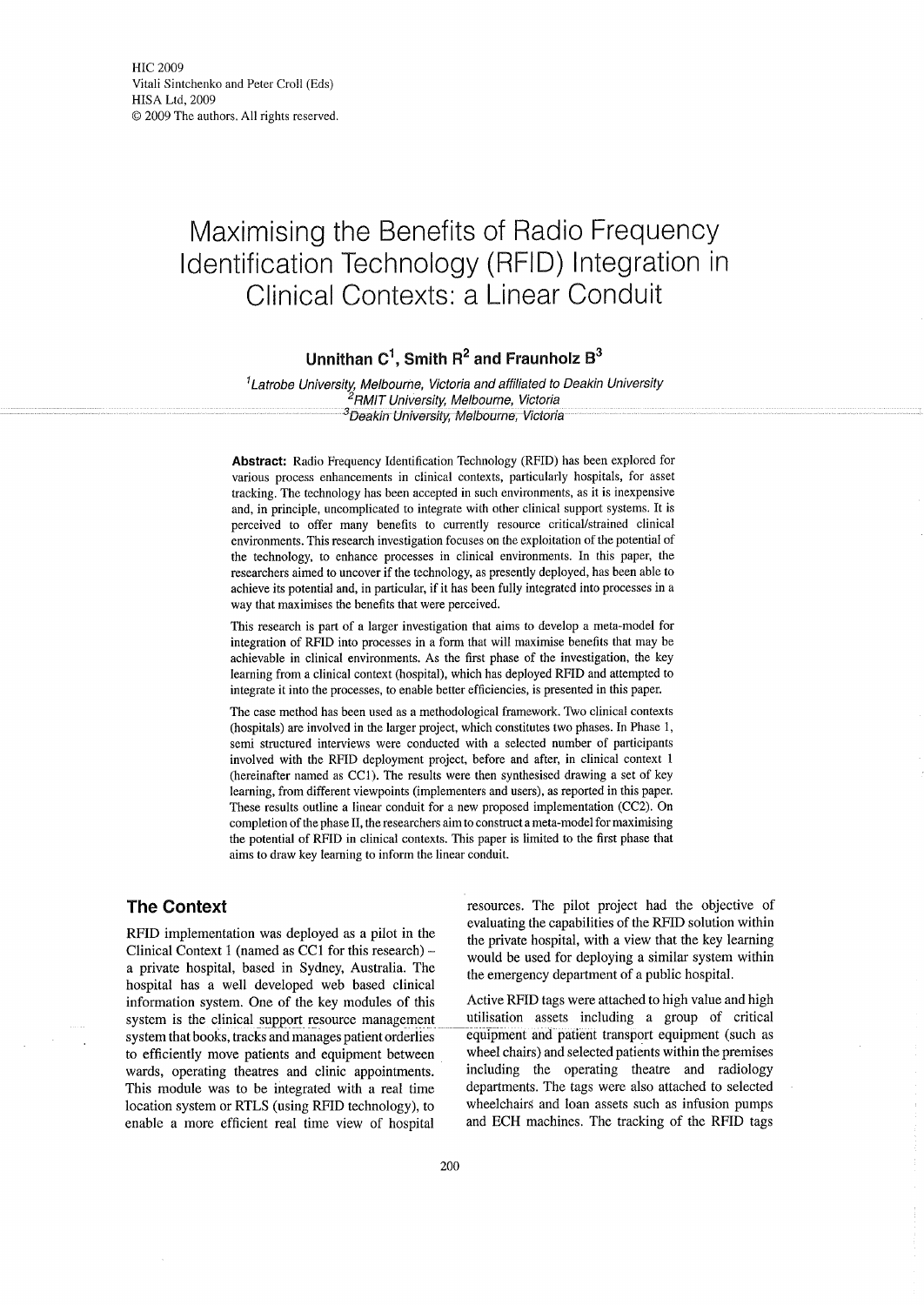# Maximising the Benefits of Radio Frequency Identification Technology (RFID) Integration in Clinical Contexts: a Linear Conduit

**Unnithan C[1], Smith R[2] and Fraunholz B[3]**

*[1]Latrobe University, Melbourne, Victoria and affiliated to Deakin University*
*[2]RMIT University, Melbourne, Victoria*
*[3]Deakin University, Melbourne, Victoria*

**Abstract:** Radio Frequency Identification Technology (RFID) has been explored for various process enhancements in clinical contexts, particularly hospitals, for asset tracking. The technology has been accepted in such environments, as it is inexpensive and, in principle, uncomplicated to integrate with other clinical support systems. It is perceived to offer many benefits to currently resource critical/strained clinical environments. This research investigation focuses on the exploitation of the potential of the technology, to enhance processes in clinical environments. In this paper, the researchers aimed to uncover if the technology, as presently deployed, has been able to achieve its potential and, in particular, if it has been fully integrated into processes in a way that maximises the benefits that were perceived.

This research is part of a larger investigation that aims to develop a meta-model for integration of RFID into processes in a form that will maximise benefits that may be achievable in clinical environments. As the first phase of the investigation, the key learning from a clinical context (hospital), which has deployed RFID and attempted to integrate it into the processes, to enable better efficiencies, is presented in this paper.

The case method has been used as a methodological framework. Two clinical contexts (hospitals) are involved in the larger project, which constitutes two phases. In Phase 1, semi structured interviews were conducted with a selected number of participants involved with the RFID deployment project, before and after, in clinical context 1 (hereinafter named as CC1). The results were then synthesised drawing a set of key learning, from different viewpoints (implementers and users), as reported in this paper. These results outline a linear conduit for a new proposed implementation (CC2). On completion of the phase II, the researchers aim to construct a meta-model for maximising the potential of RFID in clinical contexts. This paper is limited to the first phase that aims to draw key learning to inform the linear conduit.

## The Context

RFID implementation was deployed as a pilot in the Clinical Context 1 (named as CC1 for this research) – a private hospital, based in Sydney, Australia. The hospital has a well developed web based clinical information system. One of the key modules of this system is the clinical support resource management system that books, tracks and manages patient orderlies to efficiently move patients and equipment between wards, operating theatres and clinic appointments. This module was to be integrated with a real time location system or RTLS (using RFID technology), to enable a more efficient real time view of hospital resources. The pilot project had the objective of evaluating the capabilities of the RFID solution within the private hospital, with a view that the key learning would be used for deploying a similar system within the emergency department of a public hospital.

Active RFID tags were attached to high value and high utilisation assets including a group of critical equipment and patient transport equipment (such as wheel chairs) and selected patients within the premises including the operating theatre and radiology departments. The tags were also attached to selected wheelchairs and loan assets such as infusion pumps and ECH machines. The tracking of the RFID tags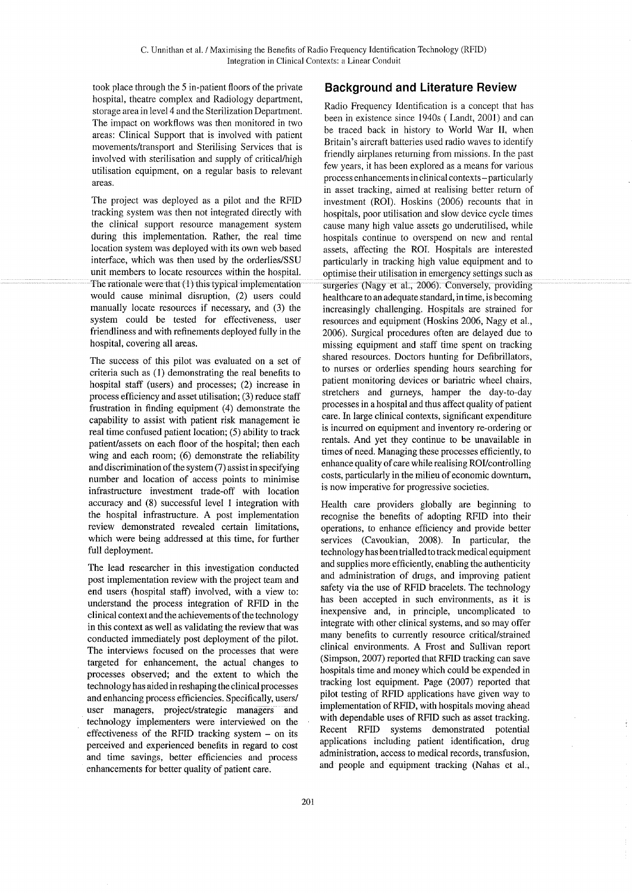took place through the 5 in-patient floors of the private hospital, theatre complex and Radiology department, storage area in level 4 and the Sterilization Department. The impact on workflows was then monitored in two areas: Clinical Support that is involved with patient movements/transport and Sterilising Services that is involved with sterilisation and supply of critical/high utilisation equipment, on a regular basis to relevant areas.

The project was deployed as a pilot and the RFID tracking system was then not integrated directly with the clinical support resource management system during this implementation. Rather, the real time location system was deployed with its own web based interface, which was then used by the orderlies/SSU unit members to locate resources within the hospital. The rationale were that (1) this typical implementation would cause minimal disruption, (2) users could manually locate resources if necessary, and (3) the system could be tested for effectiveness, user friendliness and with refinements deployed fully in the hospital, covering all areas.

The success of this pilot was evaluated on a set of criteria such as (1) demonstrating the real benefits to hospital staff (users) and processes; (2) increase in process efficiency and asset utilisation; (3) reduce staff frustration in finding equipment (4) demonstrate the capability to assist with patient risk management ie real time confused patient location; (5) ability to track patient/assets on each floor of the hospital; then each wing and each room; (6) demonstrate the reliability and discrimination of the system (7) assist in specifying number and location of access points to minimise infrastructure investment trade-off with location accuracy and (8) successful level 1 integration with the hospital infrastructure. A post implementation review demonstrated revealed certain limitations, which were being addressed at this time, for further full deployment.

The lead researcher in this investigation conducted post implementation review with the project team and end users (hospital staff) involved, with a view to: understand the process integration of RFID in the clinical context and the achievements of the technology in this context as well as validating the review that was conducted immediately post deployment of the pilot. The interviews focused on the processes that were targeted for enhancement, the actual changes to processes observed; and the extent to which the technology has aided in reshaping the clinical processes and enhancing process efficiencies. Specifically, users/ user managers, project/strategic managers and technology implementers were interviewed on the effectiveness of the RFID tracking system – on its perceived and experienced benefits in regard to cost and time savings, better efficiencies and process enhancements for better quality of patient care.

## Background and Literature Review

Radio Frequency Identification is a concept that has been in existence since 1940s ( Landt, 2001) and can be traced back in history to World War II, when Britain's aircraft batteries used radio waves to identify friendly airplanes returning from missions. In the past few years, it has been explored as a means for various process enhancements in clinical contexts – particularly in asset tracking, aimed at realising better return of investment (ROI). Hoskins (2006) recounts that in hospitals, poor utilisation and slow device cycle times cause many high value assets go underutilised, while hospitals continue to overspend on new and rental assets, affecting the ROI. Hospitals are interested particularly in tracking high value equipment and to optimise their utilisation in emergency settings such as surgeries (Nagy et al., 2006). Conversely, providing healthcare to an adequate standard, in time, is becoming increasingly challenging. Hospitals are strained for resources and equipment (Hoskins 2006, Nagy et al., 2006). Surgical procedures often are delayed due to missing equipment and staff time spent on tracking shared resources. Doctors hunting for Defibrillators, to nurses or orderlies spending hours searching for patient monitoring devices or bariatric wheel chairs, stretchers and gurneys, hamper the day-to-day processes in a hospital and thus affect quality of patient care. In large clinical contexts, significant expenditure is incurred on equipment and inventory re-ordering or rentals. And yet they continue to be unavailable in times of need. Managing these processes efficiently, to enhance quality of care while realising ROI/controlling costs, particularly in the milieu of economic downturn, is now imperative for progressive societies.

Health care providers globally are beginning to recognise the benefits of adopting RFID into their operations, to enhance efficiency and provide better services (Cavoukian, 2008). In particular, the technology has been trialled to track medical equipment and supplies more efficiently, enabling the authenticity and administration of drugs, and improving patient safety via the use of RFID bracelets. The technology has been accepted in such environments, as it is inexpensive and, in principle, uncomplicated to integrate with other clinical systems, and so may offer many benefits to currently resource critical/strained clinical environments. A Frost and Sullivan report (Simpson, 2007) reported that RFID tracking can save hospitals time and money which could be expended in tracking lost equipment. Page (2007) reported that pilot testing of RFID applications have given way to implementation of RFID, with hospitals moving ahead with dependable uses of RFID such as asset tracking. Recent RFID systems demonstrated potential applications including patient identification, drug administration, access to medical records, transfusion, and people and equipment tracking (Nahas et al.,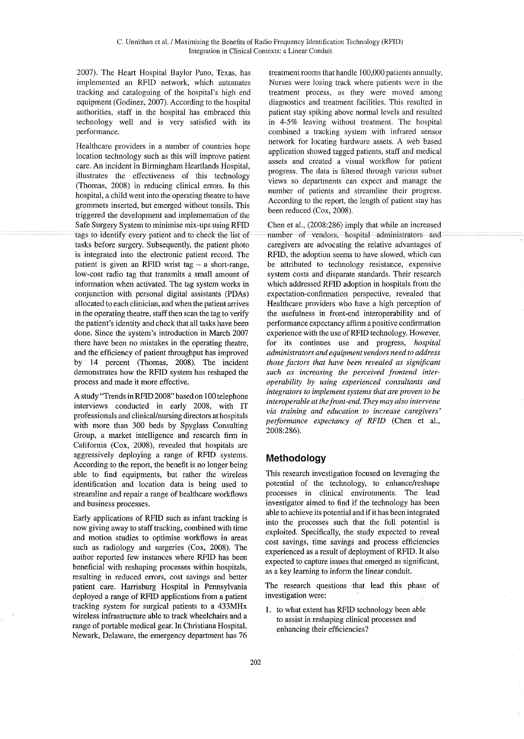2007). The Heart Hospital Baylor Pano, Texas, has implemented an RFID network, which automates tracking and cataloguing of the hospital's high end equipment (Godinez, 2007). According to the hospital authorities, staff in the hospital has embraced this technology well and is very satisfied with its performance.

Healthcare providers in a number of countries hope location technology such as this will improve patient care. An incident in Birmingham Heartlands Hospital, illustrates the effectiveness of this technology (Thomas, 2008) in reducing clinical errors. In this hospital, a child went into the operating theatre to have grommets inserted, but emerged without tonsils. This triggered the development and implementation of the Safe Surgery System to minimise mix-ups using RFID tags to identify every patient and to check the list of tasks before surgery. Subsequently, the patient photo is integrated into the electronic patient record. The patient is given an RFID wrist tag – a short-range, low-cost radio tag that transmits a small amount of information when activated. The tag system works in conjunction with personal digital assistants (PDAs) allocated to each clinician, and when the patient arrives in the operating theatre, staff then scan the tag to verify the patient's identity and check that all tasks have been done. Since the system's introduction in March 2007 there have been no mistakes in the operating theatre, and the efficiency of patient throughput has improved by 14 percent (Thomas, 2008). The incident demonstrates how the RFID system has reshaped the process and made it more effective.

A study "Trends in RFID 2008" based on 100 telephone interviews conducted in early 2008, with IT professionals and clinical/nursing directors at hospitals with more than 300 beds by Spyglass Consulting Group, a market intelligence and research firm in California (Cox, 2008), revealed that hospitals are aggressively deploying a range of RFID systems. According to the report, the benefit is no longer being able to find equipments, but rather the wireless identification and location data is being used to streamline and repair a range of healthcare workflows and business processes.

Early applications of RFID such as infant tracking is now giving away to staff tracking, combined with time and motion studies to optimise workflows in areas such as radiology and surgeries (Cox, 2008). The author reported few instances where RFID has been beneficial with reshaping processes within hospitals, resulting in reduced errors, cost savings and better patient care. Harrisburg Hospital in Pennsylvania deployed a range of RFID applications from a patient tracking system for surgical patients to a 433MHz wireless infrastructure able to track wheelchairs and a range of portable medical gear. In Christiana Hospital, Newark, Delaware, the emergency department has 76 treatment rooms that handle 100,000 patients annually. Nurses were losing track where patients were in the treatment process, as they were moved among diagnostics and treatment facilities. This resulted in patient stay spiking above normal levels and resulted in 4-5% leaving without treatment. The hospital combined a tracking system with infrared sensor network for locating hardware assets. A web based application showed tagged patients, staff and medical assets and created a visual workflow for patient progress. The data is filtered through various subset views so departments can expect and manage the number of patients and streamline their progress. According to the report, the length of patient stay has been reduced (Cox, 2008).

Chen et al., (2008:286) imply that while an increased number of vendors, hospital administrators and caregivers are advocating the relative advantages of RFID, the adoption seems to have slowed, which can be attributed to technology resistance, expensive system costs and disparate standards. Their research which addressed RFID adoption in hospitals from the expectation-confirmation perspective, revealed that Healthcare providers who have a high perception of the usefulness in front-end interoperability and of performance expectancy affirm a positive confirmation experience with the use of RFID technology. However, for its continues use and progress, *hospital administrators and equipment vendors need to address those factors that have been revealed as significant such as increasing the perceived frontend inter-operability by using experienced consultants and integrators to implement systems that are proven to be interoperable at the front-end. They may also intervene via training and education to increase caregivers' performance expectancy of RFID* (Chen et al., 2008:286).

## Methodology

This research investigation focused on leveraging the potential of the technology, to enhance/reshape processes in clinical environments. The lead investigator aimed to find if the technology has been able to achieve its potential and if it has been integrated into the processes such that the full potential is exploited. Specifically, the study expected to reveal cost savings, time savings and process efficiencies experienced as a result of deployment of RFID. It also expected to capture issues that emerged as significant, as a key learning to inform the linear conduit.

The research questions that lead this phase of investigation were:

1. to what extent has RFID technology been able to assist in reshaping clinical processes and enhancing their efficiencies?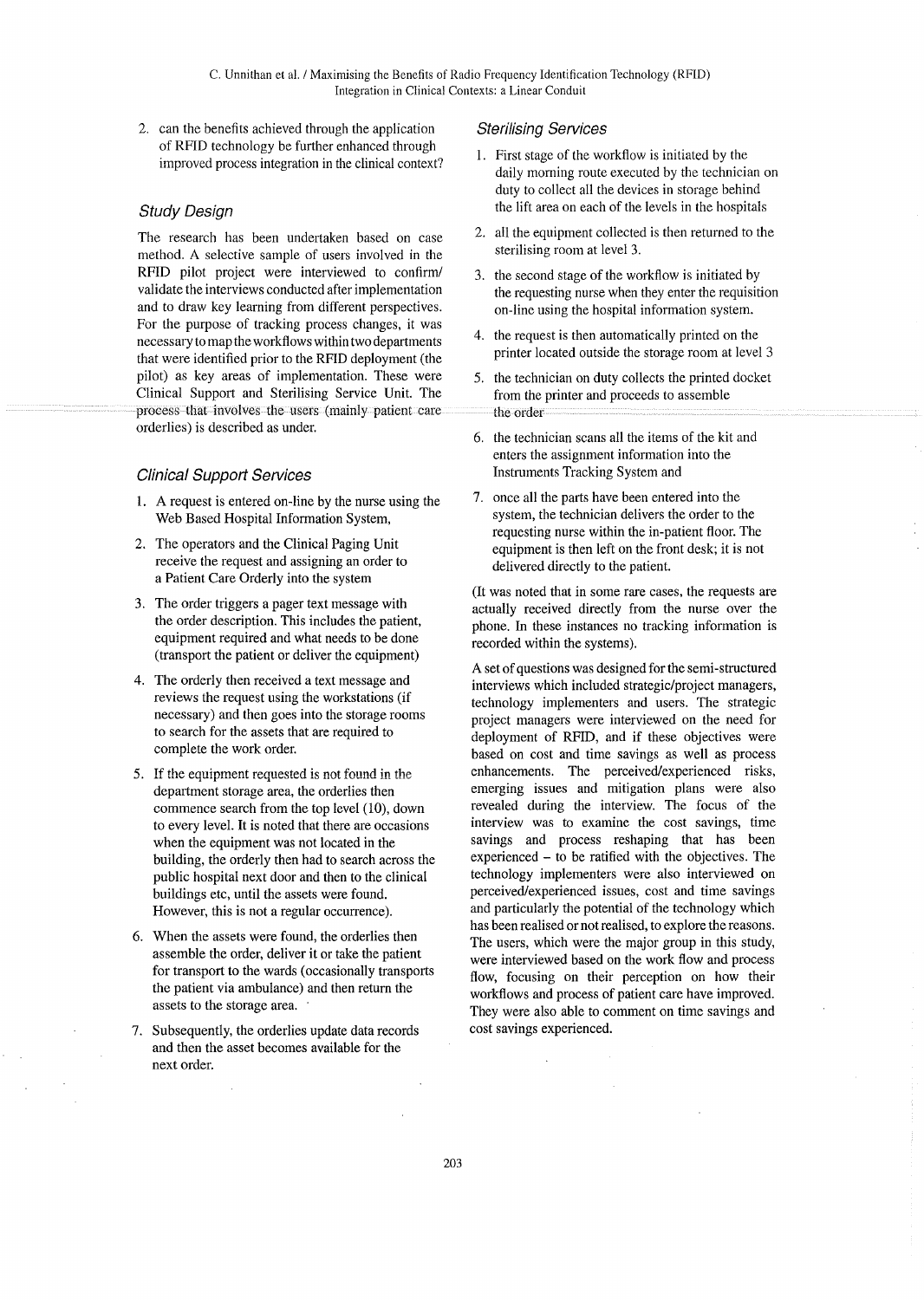2. can the benefits achieved through the application of RFID technology be further enhanced through improved process integration in the clinical context?

### *Study Design*

The research has been undertaken based on case method. A selective sample of users involved in the RFID pilot project were interviewed to confirm/validate the interviews conducted after implementation and to draw key learning from different perspectives. For the purpose of tracking process changes, it was necessary to map the workflows within two departments that were identified prior to the RFID deployment (the pilot) as key areas of implementation. These were Clinical Support and Sterilising Service Unit. The process that involves the users (mainly patient care orderlies) is described as under.

### *Clinical Support Services*

1. A request is entered on-line by the nurse using the Web Based Hospital Information System,
2. The operators and the Clinical Paging Unit receive the request and assigning an order to a Patient Care Orderly into the system
3. The order triggers a pager text message with the order description. This includes the patient, equipment required and what needs to be done (transport the patient or deliver the equipment)
4. The orderly then received a text message and reviews the request using the workstations (if necessary) and then goes into the storage rooms to search for the assets that are required to complete the work order.
5. If the equipment requested is not found in the department storage area, the orderlies then commence search from the top level (10), down to every level. It is noted that there are occasions when the equipment was not located in the building, the orderly then had to search across the public hospital next door and then to the clinical buildings etc, until the assets were found. However, this is not a regular occurrence).
6. When the assets were found, the orderlies then assemble the order, deliver it or take the patient for transport to the wards (occasionally transports the patient via ambulance) and then return the assets to the storage area.
7. Subsequently, the orderlies update data records and then the asset becomes available for the next order.

### *Sterilising Services*

1. First stage of the workflow is initiated by the daily morning route executed by the technician on duty to collect all the devices in storage behind the lift area on each of the levels in the hospitals
2. all the equipment collected is then returned to the sterilising room at level 3.
3. the second stage of the workflow is initiated by the requesting nurse when they enter the requisition on-line using the hospital information system.
4. the request is then automatically printed on the printer located outside the storage room at level 3
5. the technician on duty collects the printed docket from the printer and proceeds to assemble the order
6. the technician scans all the items of the kit and enters the assignment information into the Instruments Tracking System and
7. once all the parts have been entered into the system, the technician delivers the order to the requesting nurse within the in-patient floor. The equipment is then left on the front desk; it is not delivered directly to the patient.

(It was noted that in some rare cases, the requests are actually received directly from the nurse over the phone. In these instances no tracking information is recorded within the systems).

A set of questions was designed for the semi-structured interviews which included strategic/project managers, technology implementers and users. The strategic project managers were interviewed on the need for deployment of RFID, and if these objectives were based on cost and time savings as well as process enhancements. The perceived/experienced risks, emerging issues and mitigation plans were also revealed during the interview. The focus of the interview was to examine the cost savings, time savings and process reshaping that has been experienced – to be ratified with the objectives. The technology implementers were also interviewed on perceived/experienced issues, cost and time savings and particularly the potential of the technology which has been realised or not realised, to explore the reasons. The users, which were the major group in this study, were interviewed based on the work flow and process flow, focusing on their perception on how their workflows and process of patient care have improved. They were also able to comment on time savings and cost savings experienced.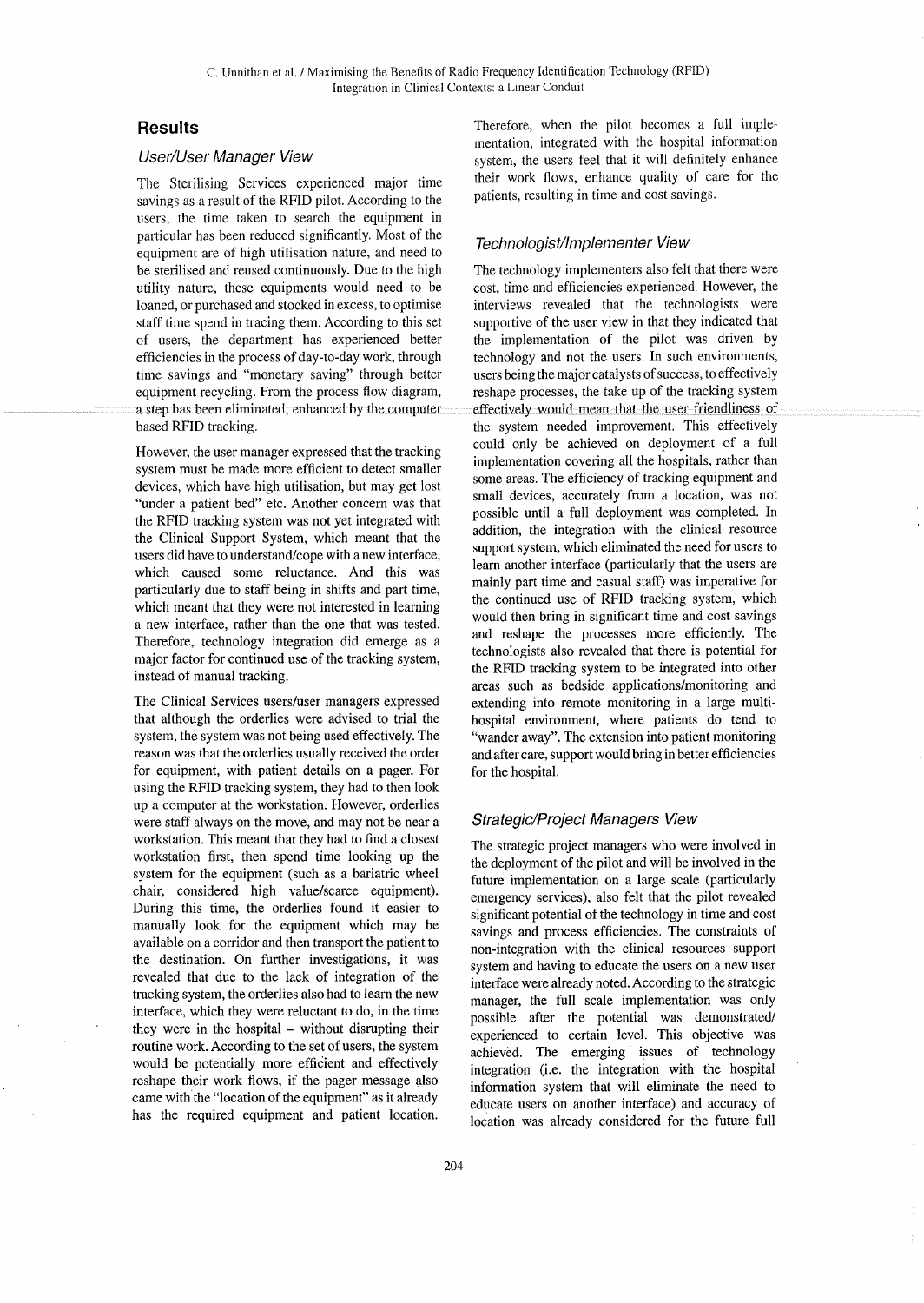## Results

### *User/User Manager View*

The Sterilising Services experienced major time savings as a result of the RFID pilot. According to the users, the time taken to search the equipment in particular has been reduced significantly. Most of the equipment are of high utilisation nature, and need to be sterilised and reused continuously. Due to the high utility nature, these equipments would need to be loaned, or purchased and stocked in excess, to optimise staff time spend in tracing them. According to this set of users, the department has experienced better efficiencies in the process of day-to-day work, through time savings and "monetary saving" through better equipment recycling. From the process flow diagram, a step has been eliminated, enhanced by the computer based RFID tracking.

However, the user manager expressed that the tracking system must be made more efficient to detect smaller devices, which have high utilisation, but may get lost "under a patient bed" etc. Another concern was that the RFID tracking system was not yet integrated with the Clinical Support System, which meant that the users did have to understand/cope with a new interface, which caused some reluctance. And this was particularly due to staff being in shifts and part time, which meant that they were not interested in learning a new interface, rather than the one that was tested. Therefore, technology integration did emerge as a major factor for continued use of the tracking system, instead of manual tracking.

The Clinical Services users/user managers expressed that although the orderlies were advised to trial the system, the system was not being used effectively. The reason was that the orderlies usually received the order for equipment, with patient details on a pager. For using the RFID tracking system, they had to then look up a computer at the workstation. However, orderlies were staff always on the move, and may not be near a workstation. This meant that they had to find a closest workstation first, then spend time looking up the system for the equipment (such as a bariatric wheel chair, considered high value/scarce equipment). During this time, the orderlies found it easier to manually look for the equipment which may be available on a corridor and then transport the patient to the destination. On further investigations, it was revealed that due to the lack of integration of the tracking system, the orderlies also had to learn the new interface, which they were reluctant to do, in the time they were in the hospital – without disrupting their routine work. According to the set of users, the system would be potentially more efficient and effectively reshape their work flows, if the pager message also came with the "location of the equipment" as it already has the required equipment and patient location. Therefore, when the pilot becomes a full implementation, integrated with the hospital information system, the users feel that it will definitely enhance their work flows, enhance quality of care for the patients, resulting in time and cost savings.

### *Technologist/Implementer View*

The technology implementers also felt that there were cost, time and efficiencies experienced. However, the interviews revealed that the technologists were supportive of the user view in that they indicated that the implementation of the pilot was driven by technology and not the users. In such environments, users being the major catalysts of success, to effectively reshape processes, the take up of the tracking system effectively would mean that the user friendliness of the system needed improvement. This effectively could only be achieved on deployment of a full implementation covering all the hospitals, rather than some areas. The efficiency of tracking equipment and small devices, accurately from a location, was not possible until a full deployment was completed. In addition, the integration with the clinical resource support system, which eliminated the need for users to learn another interface (particularly that the users are mainly part time and casual staff) was imperative for the continued use of RFID tracking system, which would then bring in significant time and cost savings and reshape the processes more efficiently. The technologists also revealed that there is potential for the RFID tracking system to be integrated into other areas such as bedside applications/monitoring and extending into remote monitoring in a large multi-hospital environment, where patients do tend to "wander away". The extension into patient monitoring and after care, support would bring in better efficiencies for the hospital.

### *Strategic/Project Managers View*

The strategic project managers who were involved in the deployment of the pilot and will be involved in the future implementation on a large scale (particularly emergency services), also felt that the pilot revealed significant potential of the technology in time and cost savings and process efficiencies. The constraints of non-integration with the clinical resources support system and having to educate the users on a new user interface were already noted. According to the strategic manager, the full scale implementation was only possible after the potential was demonstrated/ experienced to certain level. This objective was achieved. The emerging issues of technology integration (i.e. the integration with the hospital information system that will eliminate the need to educate users on another interface) and accuracy of location was already considered for the future full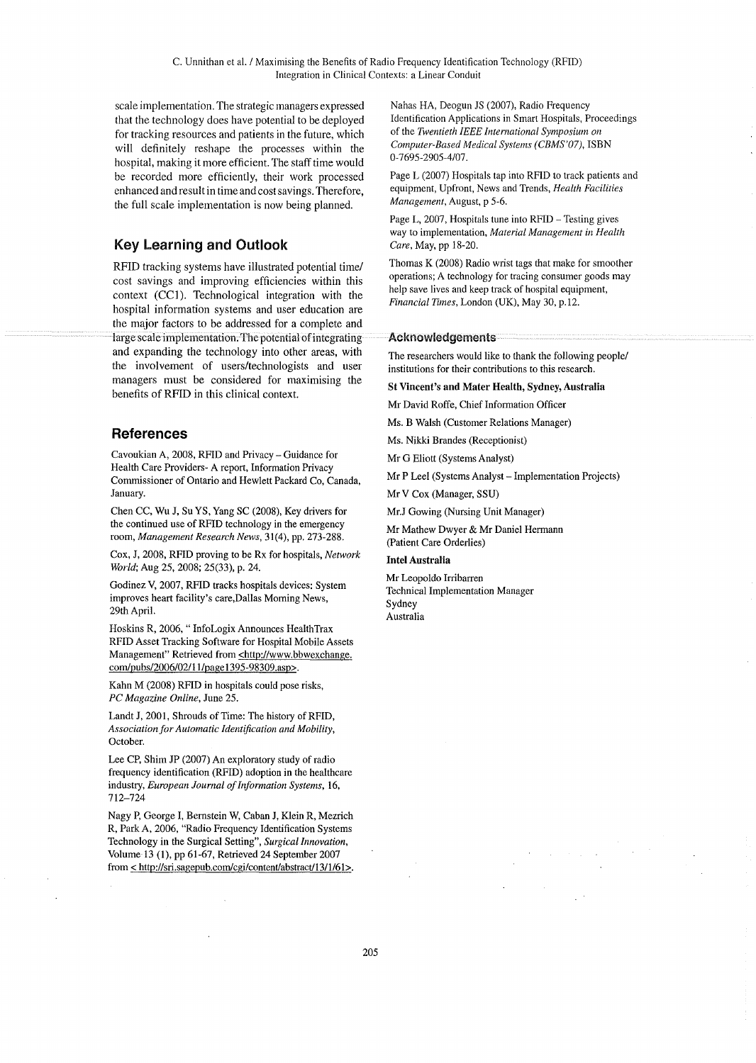scale implementation. The strategic managers expressed that the technology does have potential to be deployed for tracking resources and patients in the future, which will definitely reshape the processes within the hospital, making it more efficient. The staff time would be recorded more efficiently, their work processed enhanced and result in time and cost savings. Therefore, the full scale implementation is now being planned.

## Key Learning and Outlook

RFID tracking systems have illustrated potential time/cost savings and improving efficiencies within this context (CC1). Technological integration with the hospital information systems and user education are the major factors to be addressed for a complete and large scale implementation. The potential of integrating and expanding the technology into other areas, with the involvement of users/technologists and user managers must be considered for maximising the benefits of RFID in this clinical context.

## References

Cavoukian A, 2008, RFID and Privacy – Guidance for Health Care Providers- A report, Information Privacy Commissioner of Ontario and Hewlett Packard Co, Canada, January.

Chen CC, Wu J, Su YS, Yang SC (2008), Key drivers for the continued use of RFID technology in the emergency room, *Management Research News*, 31(4), pp. 273-288.

Cox, J, 2008, RFID proving to be Rx for hospitals, *Network World*; Aug 25, 2008; 25(33), p. 24.

Godinez V, 2007, RFID tracks hospitals devices: System improves heart facility's care,Dallas Morning News, 29th April.

Hoskins R, 2006, " InfoLogix Announces HealthTrax RFID Asset Tracking Software for Hospital Mobile Assets Management" Retrieved from <http://www.bbwexchange.com/pubs/2006/02/11/page1395-98309.asp>.

Kahn M (2008) RFID in hospitals could pose risks, *PC Magazine Online*, June 25.

Landt J, 2001, Shrouds of Time: The history of RFID, *Association for Automatic Identification and Mobility*, October.

Lee CP, Shim JP (2007) An exploratory study of radio frequency identification (RFID) adoption in the healthcare industry, *European Journal of Information Systems*, 16, 712–724

Nagy P, George I, Bernstein W, Caban J, Klein R, Mezrich R, Park A, 2006, "Radio Frequency Identification Systems Technology in the Surgical Setting", *Surgical Innovation*, Volume 13 (1), pp 61-67, Retrieved 24 September 2007 from < http://sri.sagepub.com/cgi/content/abstract/13/1/61>.

Nahas HA, Deogun JS (2007), Radio Frequency Identification Applications in Smart Hospitals, Proceedings of the *Twentieth IEEE International Symposium on Computer-Based Medical Systems (CBMS'07)*, ISBN 0-7695-2905-4/07.

Page L (2007) Hospitals tap into RFID to track patients and equipment, Upfront, News and Trends, *Health Facilities Management*, August, p 5-6.

Page L, 2007, Hospitals tune into RFID – Testing gives way to implementation, *Material Management in Health Care*, May, pp 18-20.

Thomas K (2008) Radio wrist tags that make for smoother operations; A technology for tracing consumer goods may help save lives and keep track of hospital equipment, *Financial Times*, London (UK), May 30, p.12.

## Acknowledgements

The researchers would like to thank the following people/institutions for their contributions to this research.

**St Vincent's and Mater Health, Sydney, Australia**

Mr David Roffe, Chief Information Officer

Ms. B Walsh (Customer Relations Manager)

Ms. Nikki Brandes (Receptionist)

Mr G Eliott (Systems Analyst)

Mr P Leel (Systems Analyst – Implementation Projects)

Mr V Cox (Manager, SSU)

Mr.J Gowing (Nursing Unit Manager)

Mr Mathew Dwyer & Mr Daniel Hermann (Patient Care Orderlies)

**Intel Australia**

Mr Leopoldo Irribarren
Technical Implementation Manager
Sydney
Australia